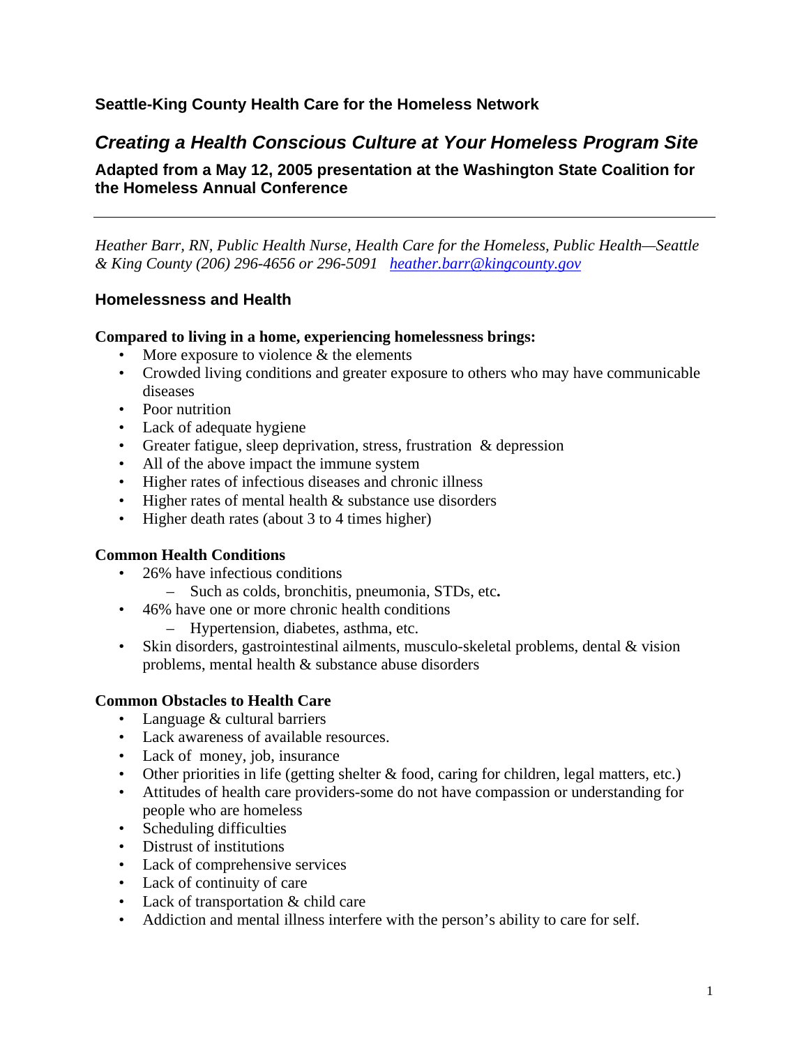## Seattle-King County Health Care for the Homeless Network

# *Creating a Health Conscious Culture at Your Homeless Program Site*

### Adapted from a May 12, 2005 presentation at the Washington State Coalition for the Homeless Annual Conference

---

*Heather Barr, RN, Public Health Nurse, Health Care for the Homeless, Public Health—Seattle & King County (206) 296-4656 or 296-5091 [heather.barr@kingcounty.gov](mailto:heather.barr@kingcounty.gov)*

## Homelessness and Health

**Compared to living in a home, experiencing homelessness brings:**

- More exposure to violence & the elements
- Crowded living conditions and greater exposure to others who may have communicable diseases
- Poor nutrition
- Lack of adequate hygiene
- Greater fatigue, sleep deprivation, stress, frustration & depression
- All of the above impact the immune system
- Higher rates of infectious diseases and chronic illness
- Higher rates of mental health & substance use disorders
- Higher death rates (about 3 to 4 times higher)

**Common Health Conditions**

- 26% have infectious conditions
  - Such as colds, bronchitis, pneumonia, STDs, etc**.**
- 46% have one or more chronic health conditions
  - Hypertension, diabetes, asthma, etc.
- Skin disorders, gastrointestinal ailments, musculo-skeletal problems, dental & vision problems, mental health & substance abuse disorders

**Common Obstacles to Health Care**

- Language & cultural barriers
- Lack awareness of available resources.
- Lack of money, job, insurance
- Other priorities in life (getting shelter & food, caring for children, legal matters, etc.)
- Attitudes of health care providers-some do not have compassion or understanding for people who are homeless
- Scheduling difficulties
- Distrust of institutions
- Lack of comprehensive services
- Lack of continuity of care
- Lack of transportation & child care
- Addiction and mental illness interfere with the person's ability to care for self.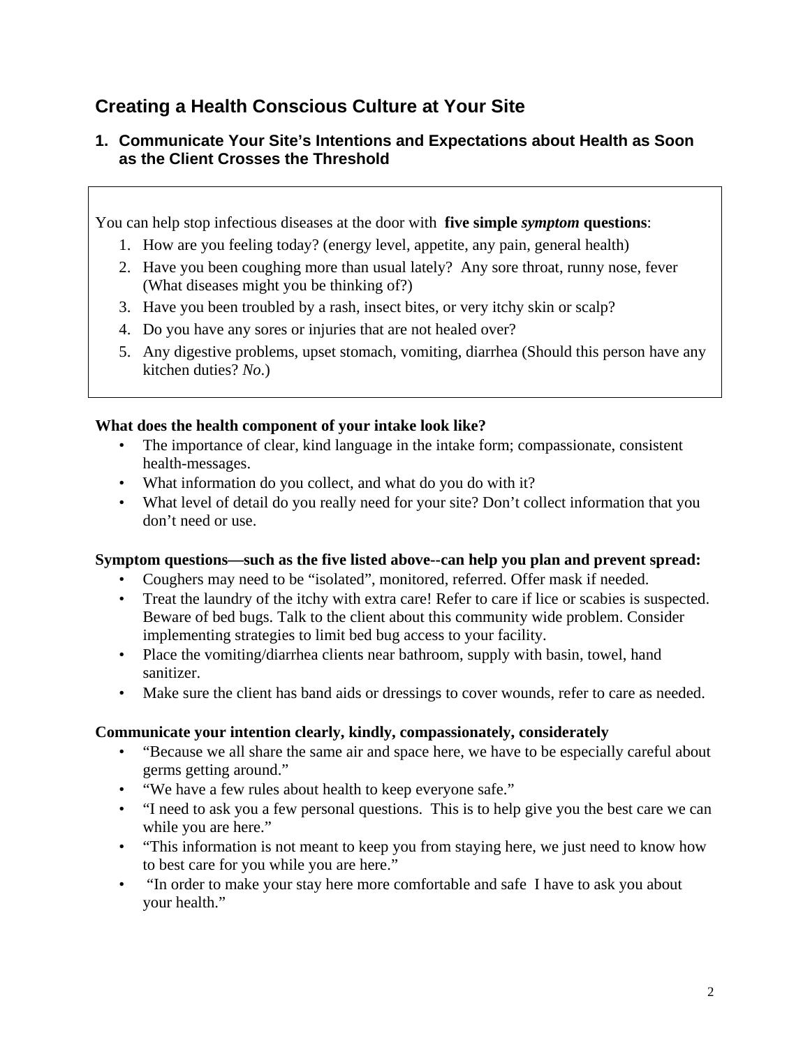## Creating a Health Conscious Culture at Your Site

### 1. Communicate Your Site's Intentions and Expectations about Health as Soon as the Client Crosses the Threshold

You can help stop infectious diseases at the door with **five simple *symptom* questions**:

1. How are you feeling today? (energy level, appetite, any pain, general health)
2. Have you been coughing more than usual lately? Any sore throat, runny nose, fever (What diseases might you be thinking of?)
3. Have you been troubled by a rash, insect bites, or very itchy skin or scalp?
4. Do you have any sores or injuries that are not healed over?
5. Any digestive problems, upset stomach, vomiting, diarrhea (Should this person have any kitchen duties? *No*.)

**What does the health component of your intake look like?**

- The importance of clear, kind language in the intake form; compassionate, consistent health-messages.
- What information do you collect, and what do you do with it?
- What level of detail do you really need for your site? Don't collect information that you don't need or use.

**Symptom questions—such as the five listed above--can help you plan and prevent spread:**

- Coughers may need to be "isolated", monitored, referred. Offer mask if needed.
- Treat the laundry of the itchy with extra care! Refer to care if lice or scabies is suspected. Beware of bed bugs. Talk to the client about this community wide problem. Consider implementing strategies to limit bed bug access to your facility.
- Place the vomiting/diarrhea clients near bathroom, supply with basin, towel, hand sanitizer.
- Make sure the client has band aids or dressings to cover wounds, refer to care as needed.

**Communicate your intention clearly, kindly, compassionately, considerately**

- "Because we all share the same air and space here, we have to be especially careful about germs getting around."
- "We have a few rules about health to keep everyone safe."
- "I need to ask you a few personal questions. This is to help give you the best care we can while you are here."
- "This information is not meant to keep you from staying here, we just need to know how to best care for you while you are here."
- "In order to make your stay here more comfortable and safe I have to ask you about your health."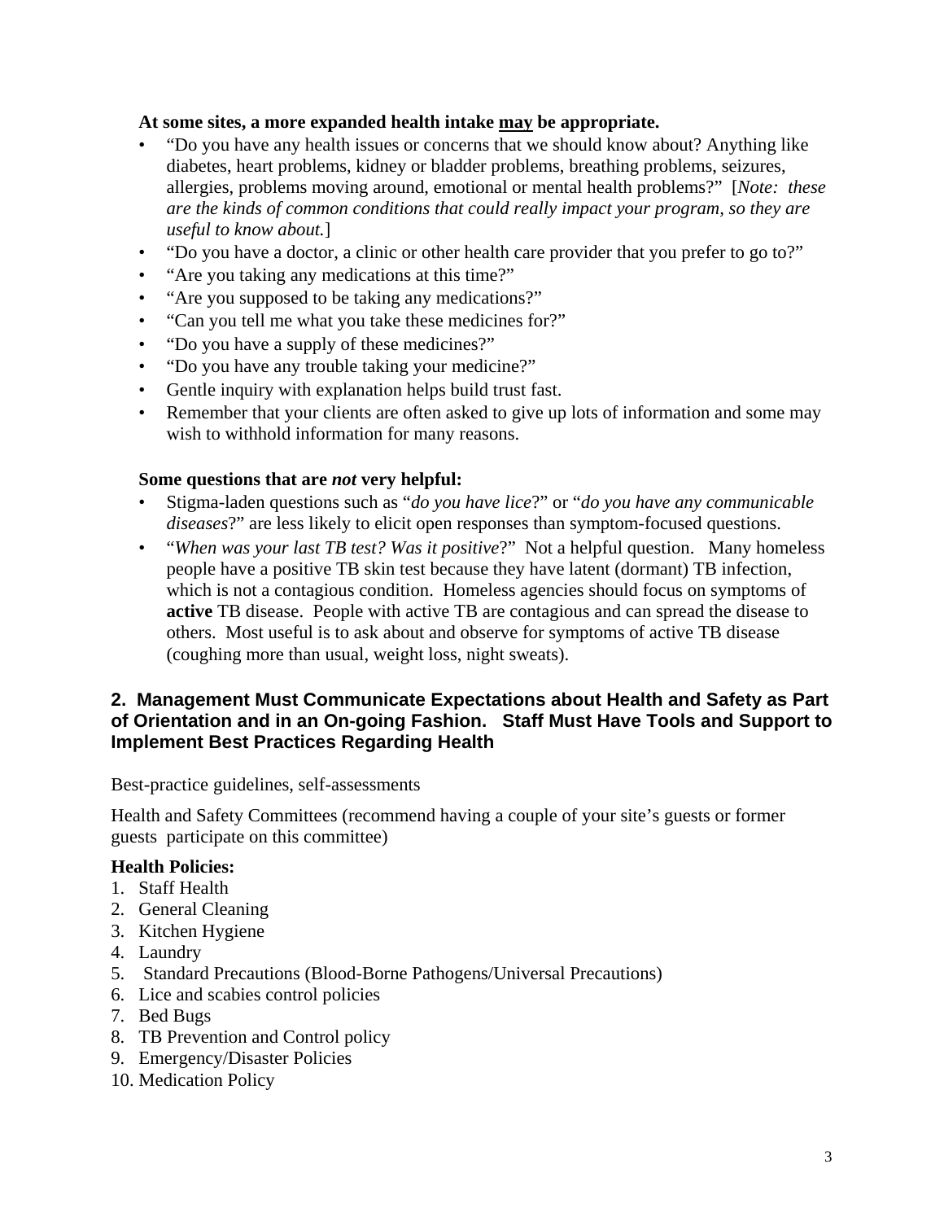**At some sites, a more expanded health intake <u>may</u> be appropriate.**

- "Do you have any health issues or concerns that we should know about? Anything like diabetes, heart problems, kidney or bladder problems, breathing problems, seizures, allergies, problems moving around, emotional or mental health problems?" [*Note: these are the kinds of common conditions that could really impact your program, so they are useful to know about.*]
- "Do you have a doctor, a clinic or other health care provider that you prefer to go to?"
- "Are you taking any medications at this time?"
- "Are you supposed to be taking any medications?"
- "Can you tell me what you take these medicines for?"
- "Do you have a supply of these medicines?"
- "Do you have any trouble taking your medicine?"
- Gentle inquiry with explanation helps build trust fast.
- Remember that your clients are often asked to give up lots of information and some may wish to withhold information for many reasons.

**Some questions that are *not* very helpful:**

- Stigma-laden questions such as "*do you have lice*?" or "*do you have any communicable diseases*?" are less likely to elicit open responses than symptom-focused questions.
- "*When was your last TB test? Was it positive*?" Not a helpful question. Many homeless people have a positive TB skin test because they have latent (dormant) TB infection, which is not a contagious condition. Homeless agencies should focus on symptoms of **active** TB disease. People with active TB are contagious and can spread the disease to others. Most useful is to ask about and observe for symptoms of active TB disease (coughing more than usual, weight loss, night sweats).

## 2. Management Must Communicate Expectations about Health and Safety as Part of Orientation and in an On-going Fashion. Staff Must Have Tools and Support to Implement Best Practices Regarding Health

Best-practice guidelines, self-assessments

Health and Safety Committees (recommend having a couple of your site's guests or former guests participate on this committee)

**Health Policies:**

1. Staff Health
2. General Cleaning
3. Kitchen Hygiene
4. Laundry
5. Standard Precautions (Blood-Borne Pathogens/Universal Precautions)
6. Lice and scabies control policies
7. Bed Bugs
8. TB Prevention and Control policy
9. Emergency/Disaster Policies
10. Medication Policy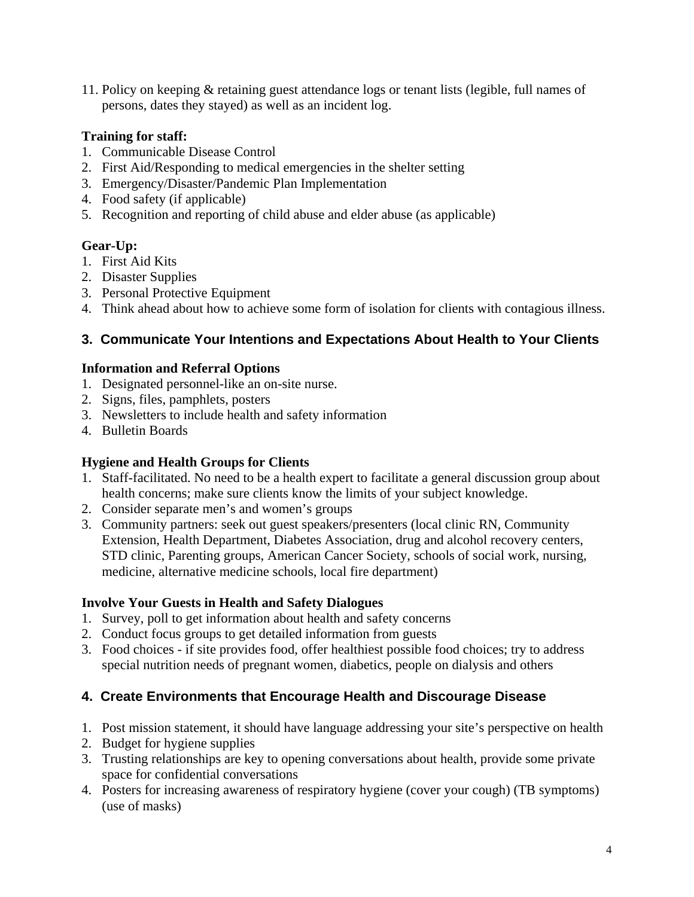11. Policy on keeping & retaining guest attendance logs or tenant lists (legible, full names of persons, dates they stayed) as well as an incident log.

**Training for staff:**

1. Communicable Disease Control
2. First Aid/Responding to medical emergencies in the shelter setting
3. Emergency/Disaster/Pandemic Plan Implementation
4. Food safety (if applicable)
5. Recognition and reporting of child abuse and elder abuse (as applicable)

**Gear-Up:**

1. First Aid Kits
2. Disaster Supplies
3. Personal Protective Equipment
4. Think ahead about how to achieve some form of isolation for clients with contagious illness.

## 3. Communicate Your Intentions and Expectations About Health to Your Clients

**Information and Referral Options**

1. Designated personnel-like an on-site nurse.
2. Signs, files, pamphlets, posters
3. Newsletters to include health and safety information
4. Bulletin Boards

**Hygiene and Health Groups for Clients**

1. Staff-facilitated. No need to be a health expert to facilitate a general discussion group about health concerns; make sure clients know the limits of your subject knowledge.
2. Consider separate men's and women's groups
3. Community partners: seek out guest speakers/presenters (local clinic RN, Community Extension, Health Department, Diabetes Association, drug and alcohol recovery centers, STD clinic, Parenting groups, American Cancer Society, schools of social work, nursing, medicine, alternative medicine schools, local fire department)

**Involve Your Guests in Health and Safety Dialogues**

1. Survey, poll to get information about health and safety concerns
2. Conduct focus groups to get detailed information from guests
3. Food choices - if site provides food, offer healthiest possible food choices; try to address special nutrition needs of pregnant women, diabetics, people on dialysis and others

## 4. Create Environments that Encourage Health and Discourage Disease

1. Post mission statement, it should have language addressing your site's perspective on health
2. Budget for hygiene supplies
3. Trusting relationships are key to opening conversations about health, provide some private space for confidential conversations
4. Posters for increasing awareness of respiratory hygiene (cover your cough) (TB symptoms) (use of masks)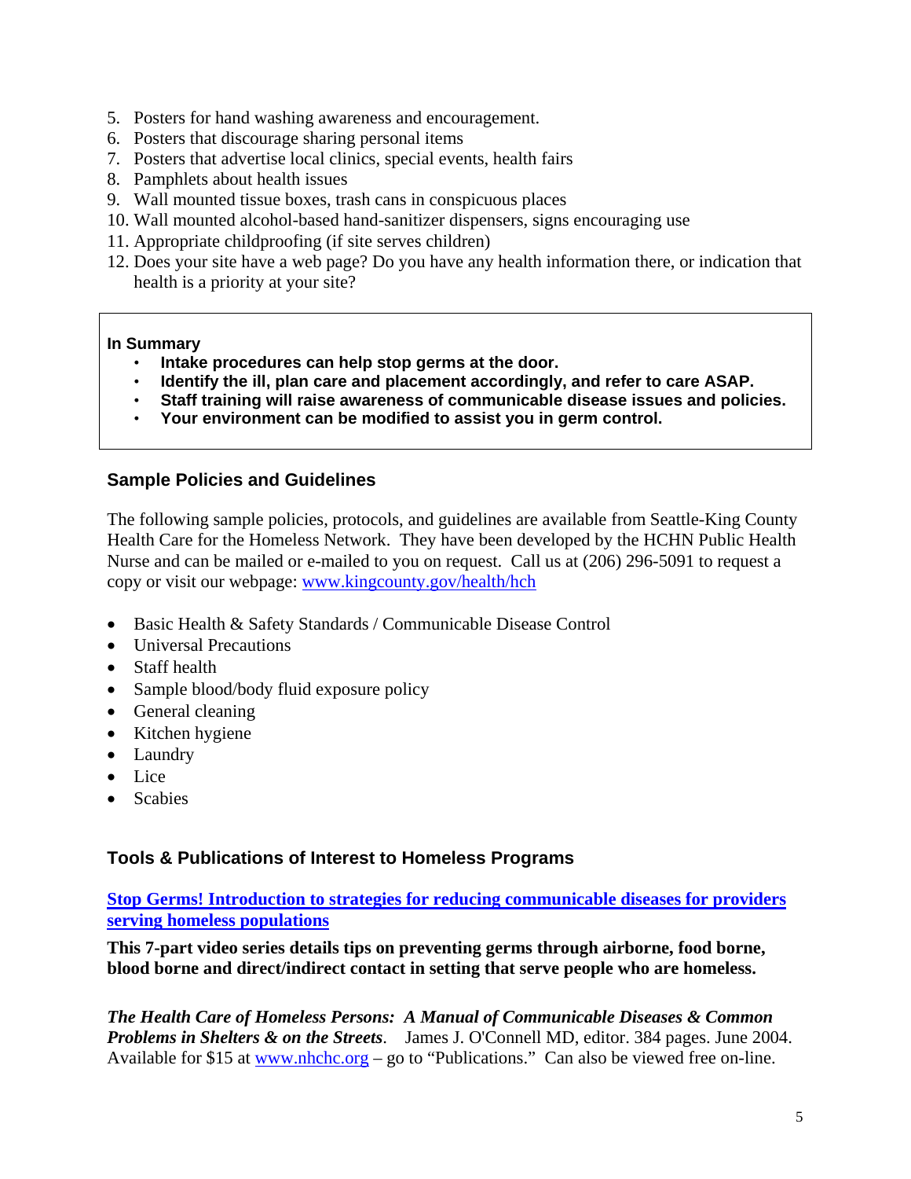5. Posters for hand washing awareness and encouragement.
6. Posters that discourage sharing personal items
7. Posters that advertise local clinics, special events, health fairs
8. Pamphlets about health issues
9. Wall mounted tissue boxes, trash cans in conspicuous places
10. Wall mounted alcohol-based hand-sanitizer dispensers, signs encouraging use
11. Appropriate childproofing (if site serves children)
12. Does your site have a web page? Do you have any health information there, or indication that health is a priority at your site?

**In Summary**

- **Intake procedures can help stop germs at the door.**
- **Identify the ill, plan care and placement accordingly, and refer to care ASAP.**
- **Staff training will raise awareness of communicable disease issues and policies.**
- **Your environment can be modified to assist you in germ control.**

## Sample Policies and Guidelines

The following sample policies, protocols, and guidelines are available from Seattle-King County Health Care for the Homeless Network. They have been developed by the HCHN Public Health Nurse and can be mailed or e-mailed to you on request. Call us at (206) 296-5091 to request a copy or visit our webpage: [www.kingcounty.gov/health/hch](www.kingcounty.gov/health/hch)

- Basic Health & Safety Standards / Communicable Disease Control
- Universal Precautions
- Staff health
- Sample blood/body fluid exposure policy
- General cleaning
- Kitchen hygiene
- Laundry
- Lice
- Scabies

## Tools & Publications of Interest to Homeless Programs

**Stop Germs! Introduction to strategies for reducing communicable diseases for providers serving homeless populations**

**This 7-part video series details tips on preventing germs through airborne, food borne, blood borne and direct/indirect contact in setting that serve people who are homeless.**

***The Health Care of Homeless Persons: A Manual of Communicable Diseases & Common Problems in Shelters & on the Streets***. James J. O'Connell MD, editor. 384 pages. June 2004. Available for $15 at [www.nhchc.org](www.nhchc.org) – go to "Publications." Can also be viewed free on-line.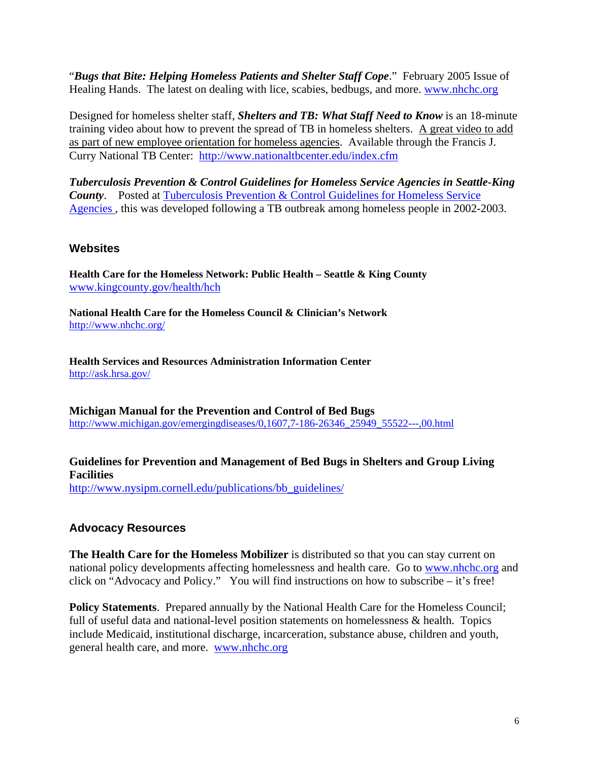"***Bugs that Bite: Helping Homeless Patients and Shelter Staff Cope***." February 2005 Issue of Healing Hands. The latest on dealing with lice, scabies, bedbugs, and more. www.nhchc.org

Designed for homeless shelter staff, ***Shelters and TB: What Staff Need to Know*** is an 18-minute training video about how to prevent the spread of TB in homeless shelters. A great video to add as part of new employee orientation for homeless agencies. Available through the Francis J. Curry National TB Center: http://www.nationaltbcenter.edu/index.cfm

***Tuberculosis Prevention & Control Guidelines for Homeless Service Agencies in Seattle-King County***. Posted at Tuberculosis Prevention & Control Guidelines for Homeless Service Agencies , this was developed following a TB outbreak among homeless people in 2002-2003.

## Websites

**Health Care for the Homeless Network: Public Health – Seattle & King County**
www.kingcounty.gov/health/hch

**National Health Care for the Homeless Council & Clinician's Network**
http://www.nhchc.org/

**Health Services and Resources Administration Information Center**
http://ask.hrsa.gov/

**Michigan Manual for the Prevention and Control of Bed Bugs**
http://www.michigan.gov/emergingdiseases/0,1607,7-186-26346_25949_55522---,00.html

**Guidelines for Prevention and Management of Bed Bugs in Shelters and Group Living Facilities**
http://www.nysipm.cornell.edu/publications/bb_guidelines/

## Advocacy Resources

**The Health Care for the Homeless Mobilizer** is distributed so that you can stay current on national policy developments affecting homelessness and health care. Go to www.nhchc.org and click on "Advocacy and Policy." You will find instructions on how to subscribe – it's free!

**Policy Statements**. Prepared annually by the National Health Care for the Homeless Council; full of useful data and national-level position statements on homelessness & health. Topics include Medicaid, institutional discharge, incarceration, substance abuse, children and youth, general health care, and more. www.nhchc.org